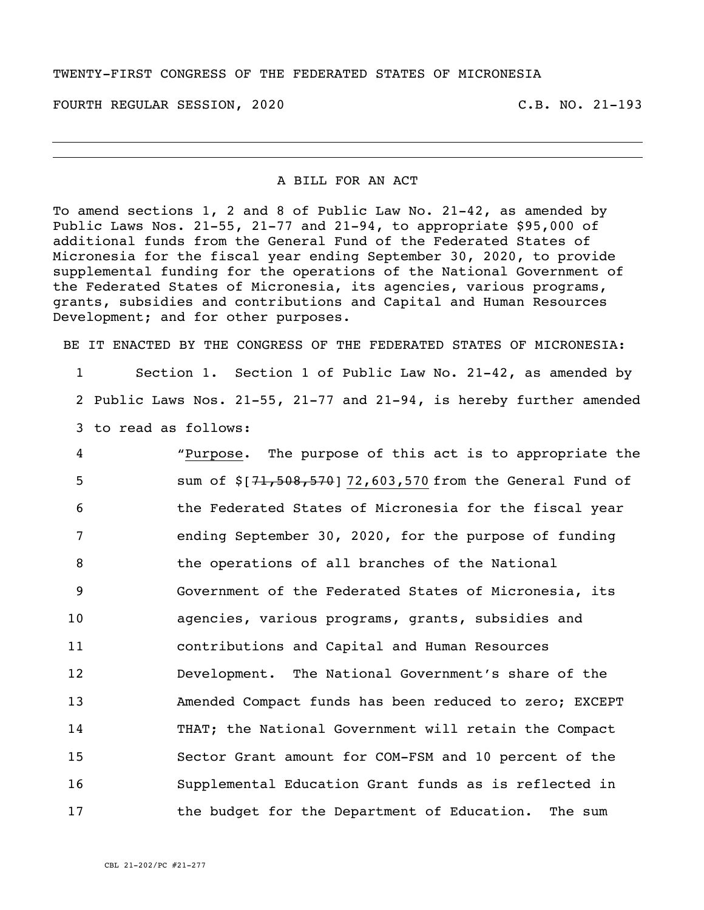TWENTY-FIRST CONGRESS OF THE FEDERATED STATES OF MICRONESIA

FOURTH REGULAR SESSION, 2020 C.B. NO. 21-193

---

A BILL FOR AN ACT

To amend sections 1, 2 and 8 of Public Law No. 21-42, as amended by Public Laws Nos. 21-55, 21-77 and 21-94, to appropriate $95,000 of additional funds from the General Fund of the Federated States of Micronesia for the fiscal year ending September 30, 2020, to provide supplemental funding for the operations of the National Government of the Federated States of Micronesia, its agencies, various programs, grants, subsidies and contributions and Capital and Human Resources Development; and for other purposes.

BE IT ENACTED BY THE CONGRESS OF THE FEDERATED STATES OF MICRONESIA:

1 Section 1. Section 1 of Public Law No. 21-42, as amended by
2 Public Laws Nos. 21-55, 21-77 and 21-94, is hereby further amended
3 to read as follows:

4 "Purpose. The purpose of this act is to appropriate the
5 sum of $[~~71,508,570~~] 72,603,570 from the General Fund of
6 the Federated States of Micronesia for the fiscal year
7 ending September 30, 2020, for the purpose of funding
8 the operations of all branches of the National
9 Government of the Federated States of Micronesia, its
10 agencies, various programs, grants, subsidies and
11 contributions and Capital and Human Resources
12 Development. The National Government's share of the
13 Amended Compact funds has been reduced to zero; EXCEPT
14 THAT; the National Government will retain the Compact
15 Sector Grant amount for COM-FSM and 10 percent of the
16 Supplemental Education Grant funds as is reflected in
17 the budget for the Department of Education. The sum

CBL 21-202/PC #21-277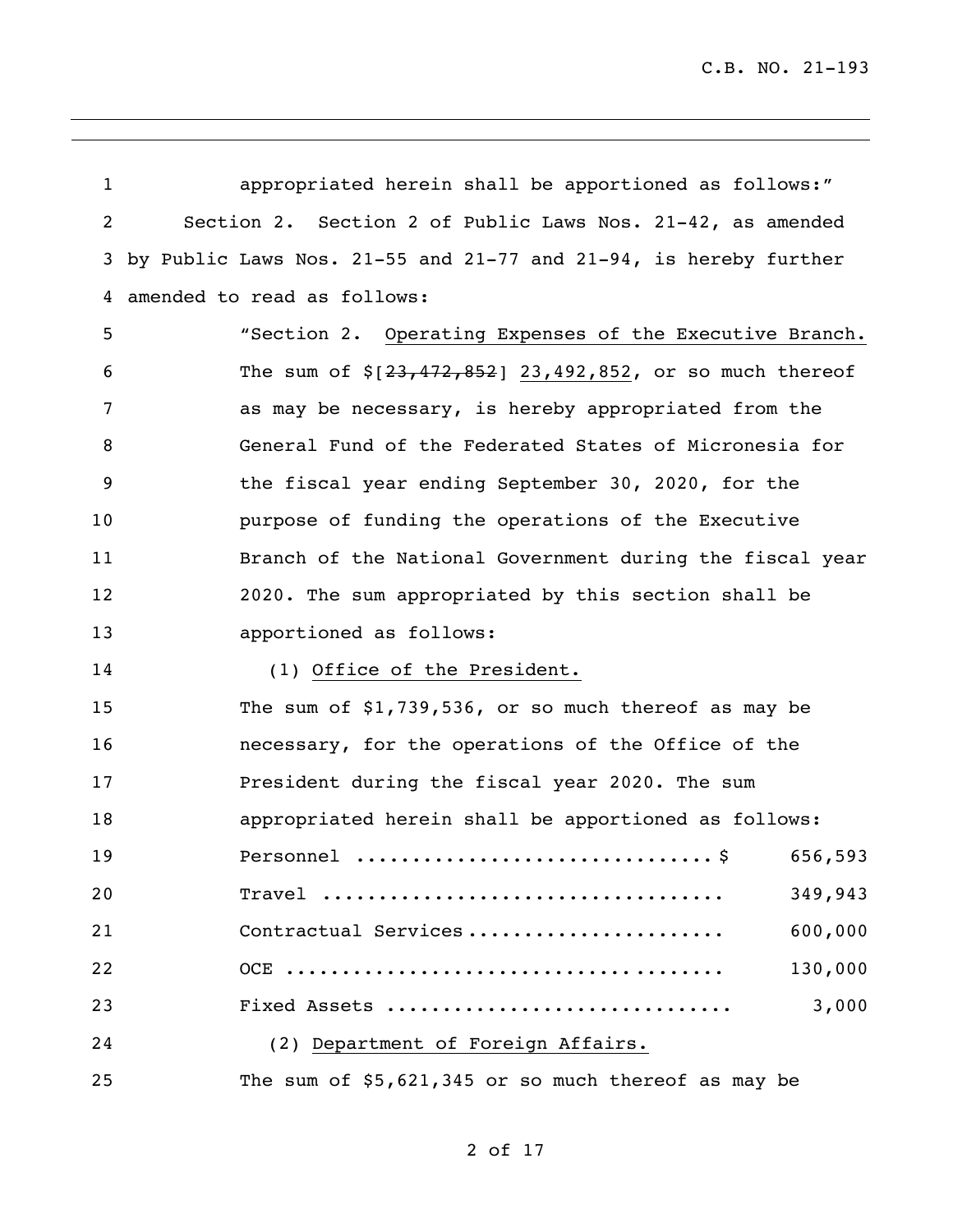appropriated herein shall be apportioned as follows:"

Section 2. Section 2 of Public Laws Nos. 21-42, as amended by Public Laws Nos. 21-55 and 21-77 and 21-94, is hereby further amended to read as follows:

"Section 2. Operating Expenses of the Executive Branch. The sum of $[~~23,472,852~~] 23,492,852, or so much thereof as may be necessary, is hereby appropriated from the General Fund of the Federated States of Micronesia for the fiscal year ending September 30, 2020, for the purpose of funding the operations of the Executive Branch of the National Government during the fiscal year 2020. The sum appropriated by this section shall be apportioned as follows:

(1) Office of the President.

The sum of $1,739,536, or so much thereof as may be necessary, for the operations of the Office of the President during the fiscal year 2020. The sum appropriated herein shall be apportioned as follows:

| | |
|---|---|
| Personnel ................................ $ | 656,593 |
| Travel .................................... | 349,943 |
| Contractual Services ...................... | 600,000 |
| OCE ....................................... | 130,000 |
| Fixed Assets .............................. | 3,000 |

(2) Department of Foreign Affairs.

The sum of $5,621,345 or so much thereof as may be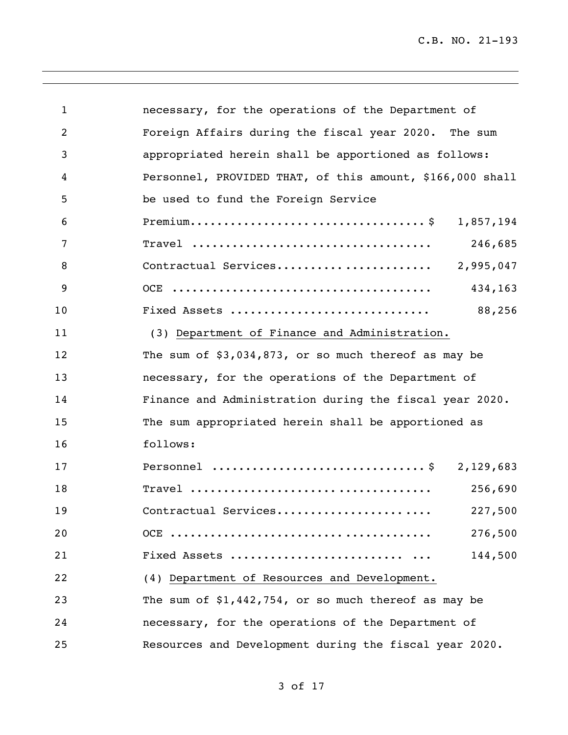necessary, for the operations of the Department of Foreign Affairs during the fiscal year 2020. The sum appropriated herein shall be apportioned as follows:

| | |
|---|---|
| Personnel, PROVIDED THAT, of this amount, $166,000 shall be used to fund the Foreign Service Premium | $ 1,857,194 |
| Travel | 246,685 |
| Contractual Services | 2,995,047 |
| OCE | 434,163 |
| Fixed Assets | 88,256 |

(3) Department of Finance and Administration. The sum of $3,034,873, or so much thereof as may be necessary, for the operations of the Department of Finance and Administration during the fiscal year 2020. The sum appropriated herein shall be apportioned as follows:

| | |
|---|---|
| Personnel | $ 2,129,683 |
| Travel | 256,690 |
| Contractual Services | 227,500 |
| OCE | 276,500 |
| Fixed Assets | 144,500 |

(4) Department of Resources and Development. The sum of $1,442,754, or so much thereof as may be necessary, for the operations of the Department of Resources and Development during the fiscal year 2020.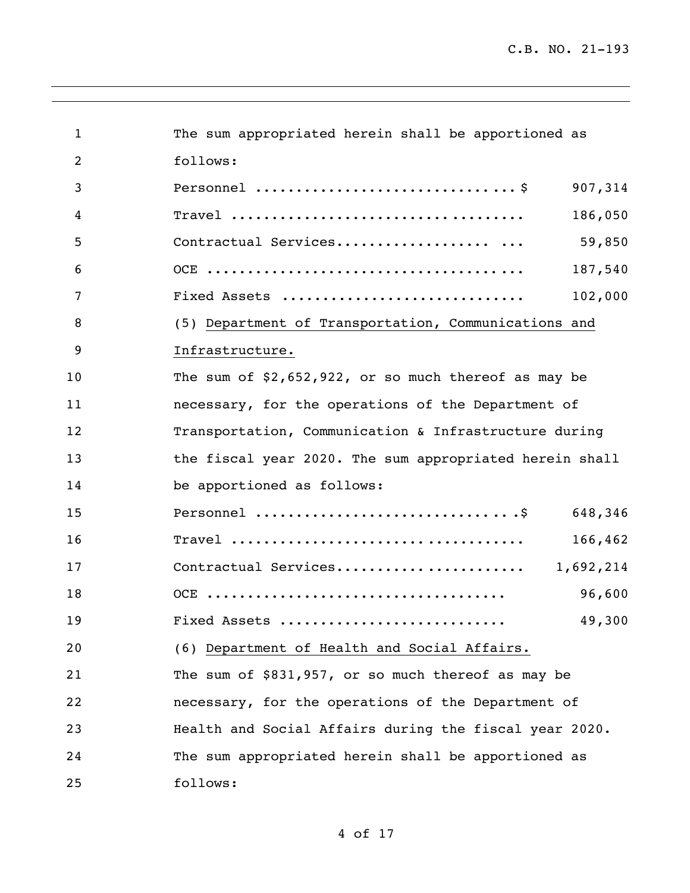The sum appropriated herein shall be apportioned as follows:

| | |
|---|---|
| Personnel ..............................$ | 907,314 |
| Travel .................................. | 186,050 |
| Contractual Services.................. ... | 59,850 |
| OCE ..................................... | 187,540 |
| Fixed Assets ............................ | 102,000 |

(5) Department of Transportation, Communications and Infrastructure.

The sum of $2,652,922, or so much thereof as may be necessary, for the operations of the Department of Transportation, Communication & Infrastructure during the fiscal year 2020. The sum appropriated herein shall be apportioned as follows:

| | |
|---|---|
| Personnel ..............................$ | 648,346 |
| Travel .................................. | 166,462 |
| Contractual Services...................... | 1,692,214 |
| OCE .................................... | 96,600 |
| Fixed Assets ........................... | 49,300 |

(6) Department of Health and Social Affairs.

The sum of $831,957, or so much thereof as may be necessary, for the operations of the Department of Health and Social Affairs during the fiscal year 2020. The sum appropriated herein shall be apportioned as follows: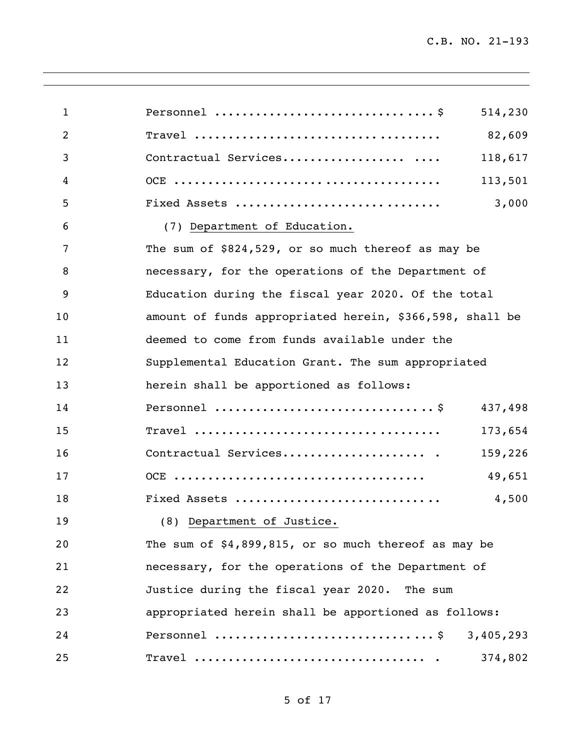| | |
|---|---|
| Personnel ............................... $ | 514,230 |
| Travel .................................... | 82,609 |
| Contractual Services.................. .... | 118,617 |
| OCE ....................................... | 113,501 |
| Fixed Assets ............................. | 3,000 |

(7) Department of Education.

The sum of $824,529, or so much thereof as may be necessary, for the operations of the Department of Education during the fiscal year 2020. Of the total amount of funds appropriated herein, $366,598, shall be deemed to come from funds available under the Supplemental Education Grant. The sum appropriated herein shall be apportioned as follows:

| | |
|---|---|
| Personnel ............................... $ | 437,498 |
| Travel .................................... | 173,654 |
| Contractual Services..................... . | 159,226 |
| OCE .................................... | 49,651 |
| Fixed Assets ............................. | 4,500 |

(8) Department of Justice.

The sum of $4,899,815, or so much thereof as may be necessary, for the operations of the Department of Justice during the fiscal year 2020. The sum appropriated herein shall be apportioned as follows:

| | |
|---|---|
| Personnel ............................... $ | 3,405,293 |
| Travel ................................. . | 374,802 |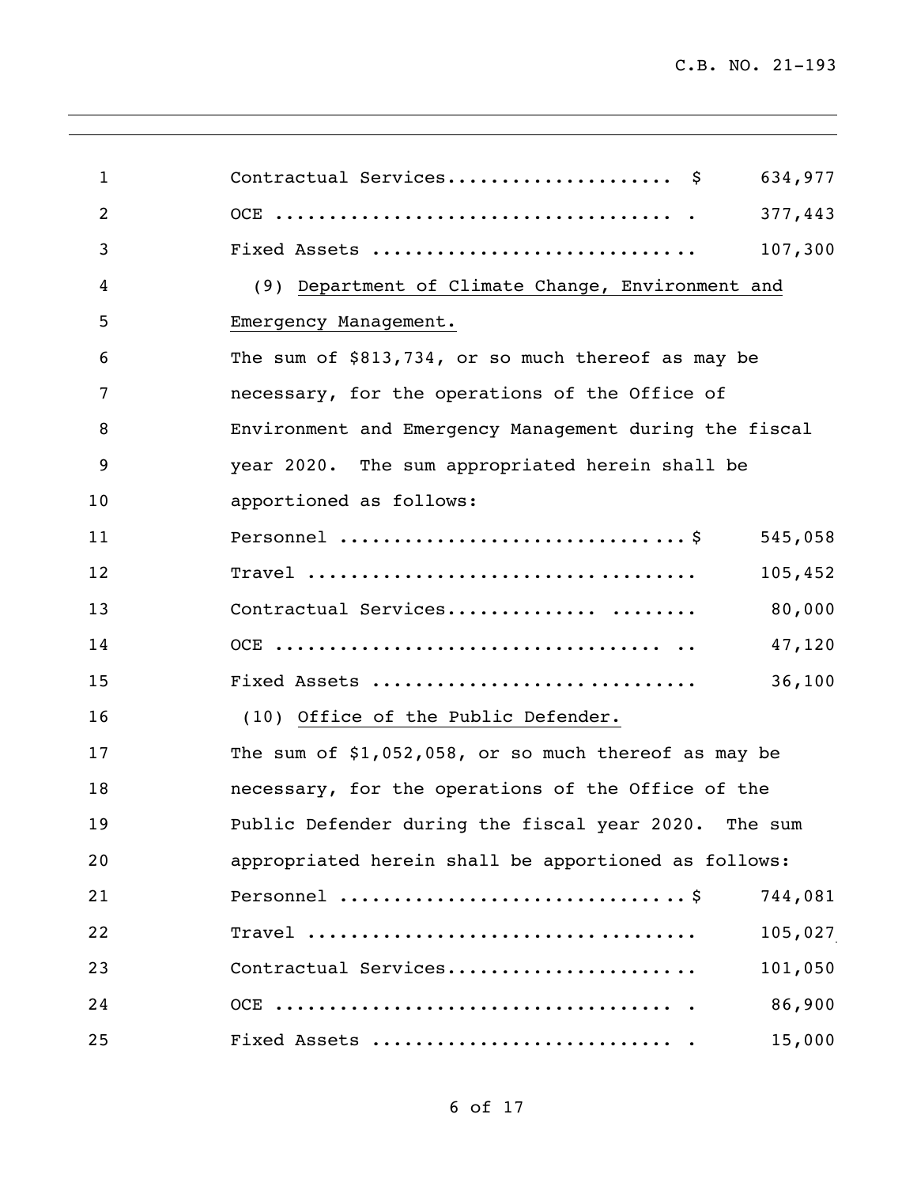| | | |
|---|---|---|
| Contractual Services | $ | 634,977 |
| OCE | | 377,443 |
| Fixed Assets | | 107,300 |

(9) Department of Climate Change, Environment and Emergency Management.

The sum of $813,734, or so much thereof as may be necessary, for the operations of the Office of Environment and Emergency Management during the fiscal year 2020. The sum appropriated herein shall be apportioned as follows:

| | | |
|---|---|---|
| Personnel | $ | 545,058 |
| Travel | | 105,452 |
| Contractual Services | | 80,000 |
| OCE | | 47,120 |
| Fixed Assets | | 36,100 |

(10) Office of the Public Defender.

The sum of $1,052,058, or so much thereof as may be necessary, for the operations of the Office of the Public Defender during the fiscal year 2020. The sum appropriated herein shall be apportioned as follows:

| | | |
|---|---|---|
| Personnel | $ | 744,081 |
| Travel | | 105,027 |
| Contractual Services | | 101,050 |
| OCE | | 86,900 |
| Fixed Assets | | 15,000 |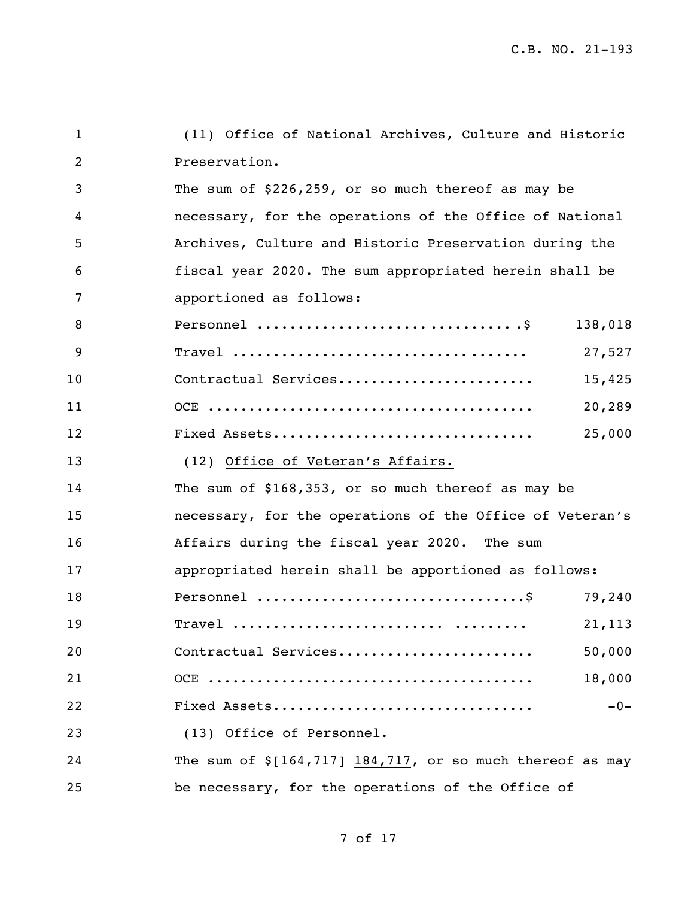(11) <u>Office of National Archives, Culture and Historic Preservation.</u>

The sum of $226,259, or so much thereof as may be necessary, for the operations of the Office of National Archives, Culture and Historic Preservation during the fiscal year 2020. The sum appropriated herein shall be apportioned as follows:

| | |
|---|---:|
| Personnel ...............................$ | 138,018 |
| Travel .................................. | 27,527 |
| Contractual Services....................... | 15,425 |
| OCE ...................................... | 20,289 |
| Fixed Assets............................... | 25,000 |

(12) <u>Office of Veteran's Affairs.</u>

The sum of $168,353, or so much thereof as may be necessary, for the operations of the Office of Veteran's Affairs during the fiscal year 2020. The sum appropriated herein shall be apportioned as follows:

| | |
|---|---:|
| Personnel ...............................$ | 79,240 |
| Travel ....................... ......... | 21,113 |
| Contractual Services....................... | 50,000 |
| OCE ...................................... | 18,000 |
| Fixed Assets............................... | -0- |

(13) <u>Office of Personnel.</u>

The sum of $[~~164,717~~] <u>184,717</u>, or so much thereof as may be necessary, for the operations of the Office of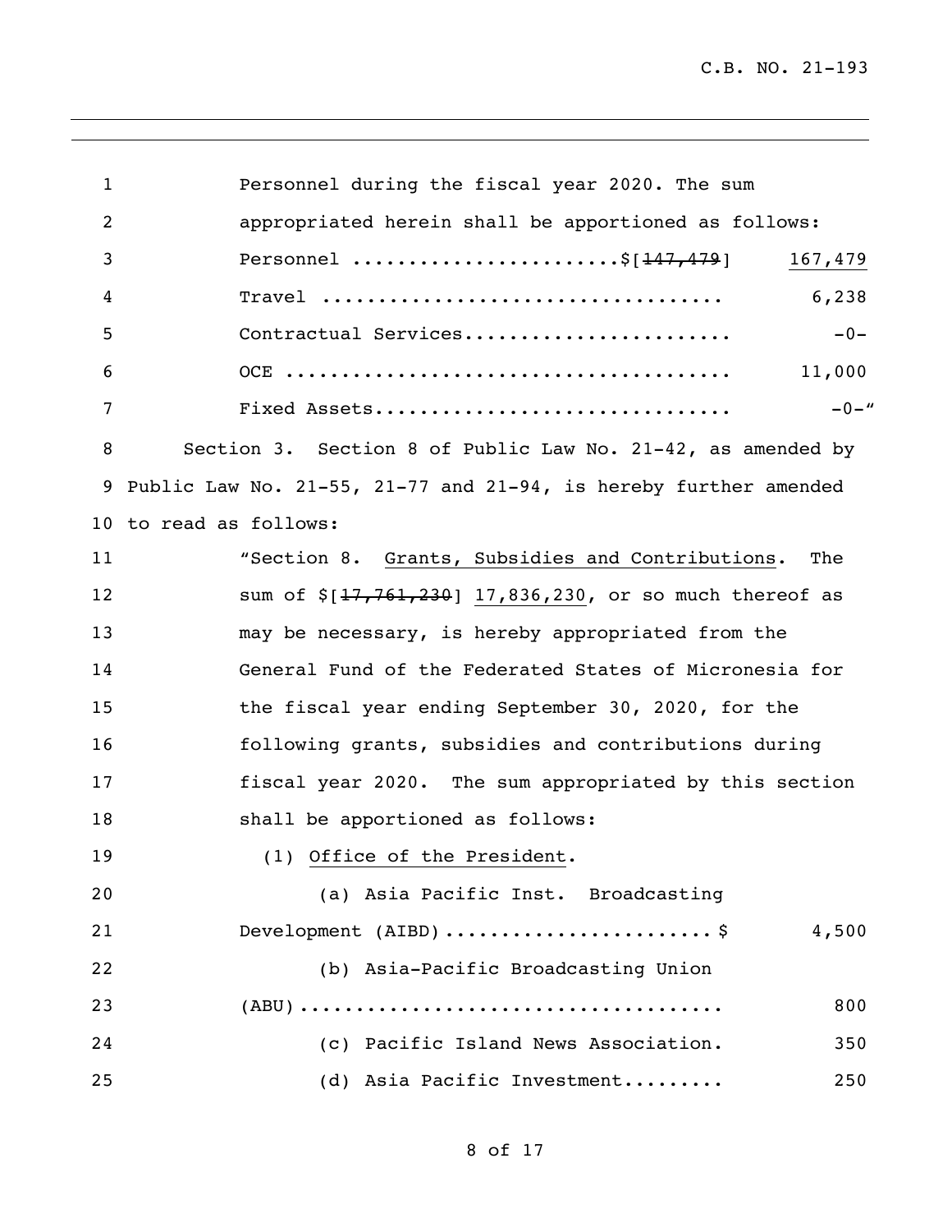Personnel during the fiscal year 2020. The sum appropriated herein shall be apportioned as follows:

| | |
|---|---|
| Personnel ........................$[~~147,479~~] | 167,479 |
| Travel .................................... | 6,238 |
| Contractual Services........................ | -0- |
| OCE ........................................ | 11,000 |
| Fixed Assets................................ | -0-" |

Section 3. Section 8 of Public Law No. 21-42, as amended by Public Law No. 21-55, 21-77 and 21-94, is hereby further amended to read as follows:

"Section 8. Grants, Subsidies and Contributions. The sum of $[~~17,761,230~~] 17,836,230, or so much thereof as may be necessary, is hereby appropriated from the General Fund of the Federated States of Micronesia for the fiscal year ending September 30, 2020, for the following grants, subsidies and contributions during fiscal year 2020. The sum appropriated by this section shall be apportioned as follows:

(1) Office of the President.

| | |
|---|---|
| (a) Asia Pacific Inst. Broadcasting Development (AIBD) ........................ $ | 4,500 |
| (b) Asia-Pacific Broadcasting Union (ABU) ..................................... | 800 |
| (c) Pacific Island News Association. | 350 |
| (d) Asia Pacific Investment......... | 250 |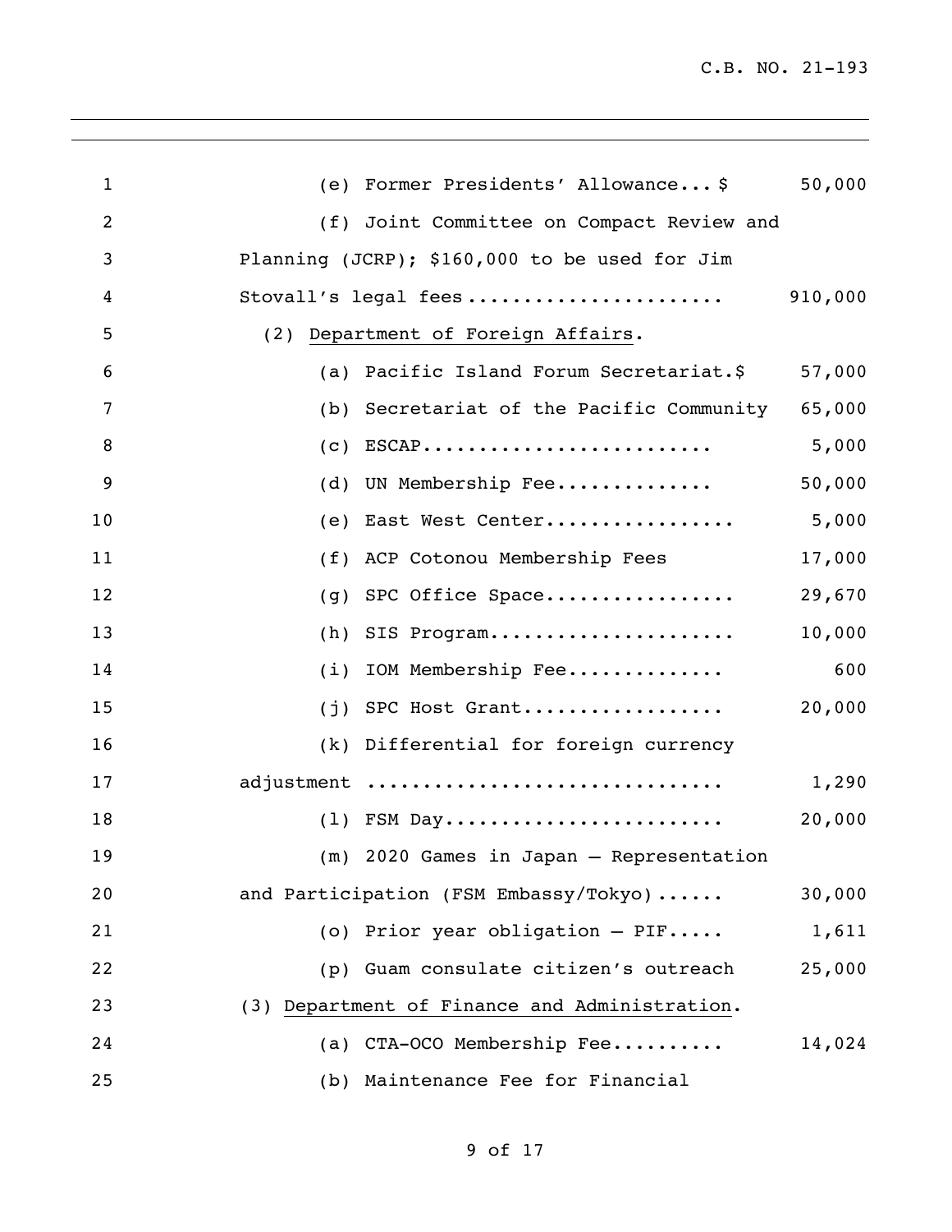(e) Former Presidents' Allowance... $ 50,000

(f) Joint Committee on Compact Review and Planning (JCRP); $160,000 to be used for Jim Stovall's legal fees ...................... 910,000

(2) Department of Foreign Affairs.

(a) Pacific Island Forum Secretariat.$ 57,000

(b) Secretariat of the Pacific Community 65,000

(c) ESCAP......................... 5,000

(d) UN Membership Fee.............. 50,000

(e) East West Center................. 5,000

(f) ACP Cotonou Membership Fees 17,000

(g) SPC Office Space................. 29,670

(h) SIS Program...................... 10,000

(i) IOM Membership Fee.............. 600

(j) SPC Host Grant.................. 20,000

(k) Differential for foreign currency adjustment .............................. 1,290

(l) FSM Day........................ 20,000

(m) 2020 Games in Japan – Representation and Participation (FSM Embassy/Tokyo)...... 30,000

(o) Prior year obligation – PIF..... 1,611

(p) Guam consulate citizen's outreach 25,000

(3) Department of Finance and Administration.

(a) CTA-OCO Membership Fee.......... 14,024

(b) Maintenance Fee for Financial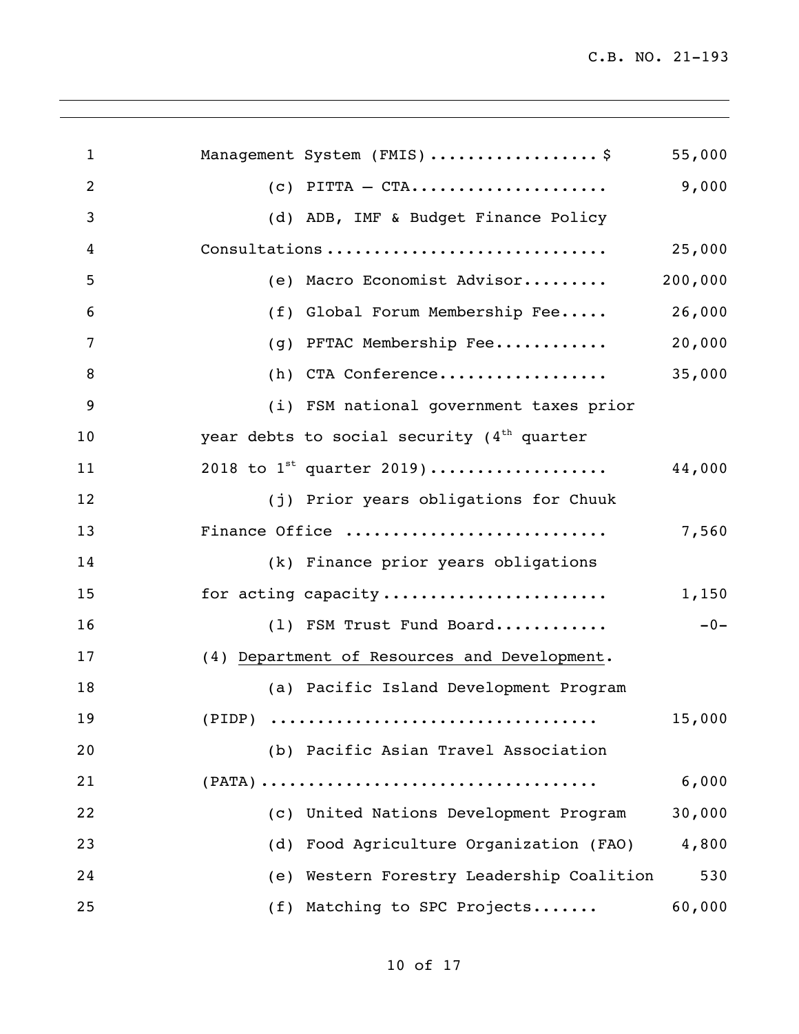Management System (FMIS)..................$ 55,000

(c) PITTA – CTA..................... 9,000

(d) ADB, IMF & Budget Finance Policy Consultations............................ 25,000

(e) Macro Economist Advisor......... 200,000

(f) Global Forum Membership Fee..... 26,000

(g) PFTAC Membership Fee............ 20,000

(h) CTA Conference.................. 35,000

(i) FSM national government taxes prior year debts to social security (4th quarter 2018 to 1st quarter 2019).................. 44,000

(j) Prior years obligations for Chuuk Finance Office .......................... 7,560

(k) Finance prior years obligations for acting capacity....................... 1,150

(l) FSM Trust Fund Board............ -0-

(4) Department of Resources and Development.

(a) Pacific Island Development Program (PIDP) ................................ 15,000

(b) Pacific Asian Travel Association (PATA).................................. 6,000

(c) United Nations Development Program 30,000

(d) Food Agriculture Organization (FAO) 4,800

(e) Western Forestry Leadership Coalition 530

(f) Matching to SPC Projects....... 60,000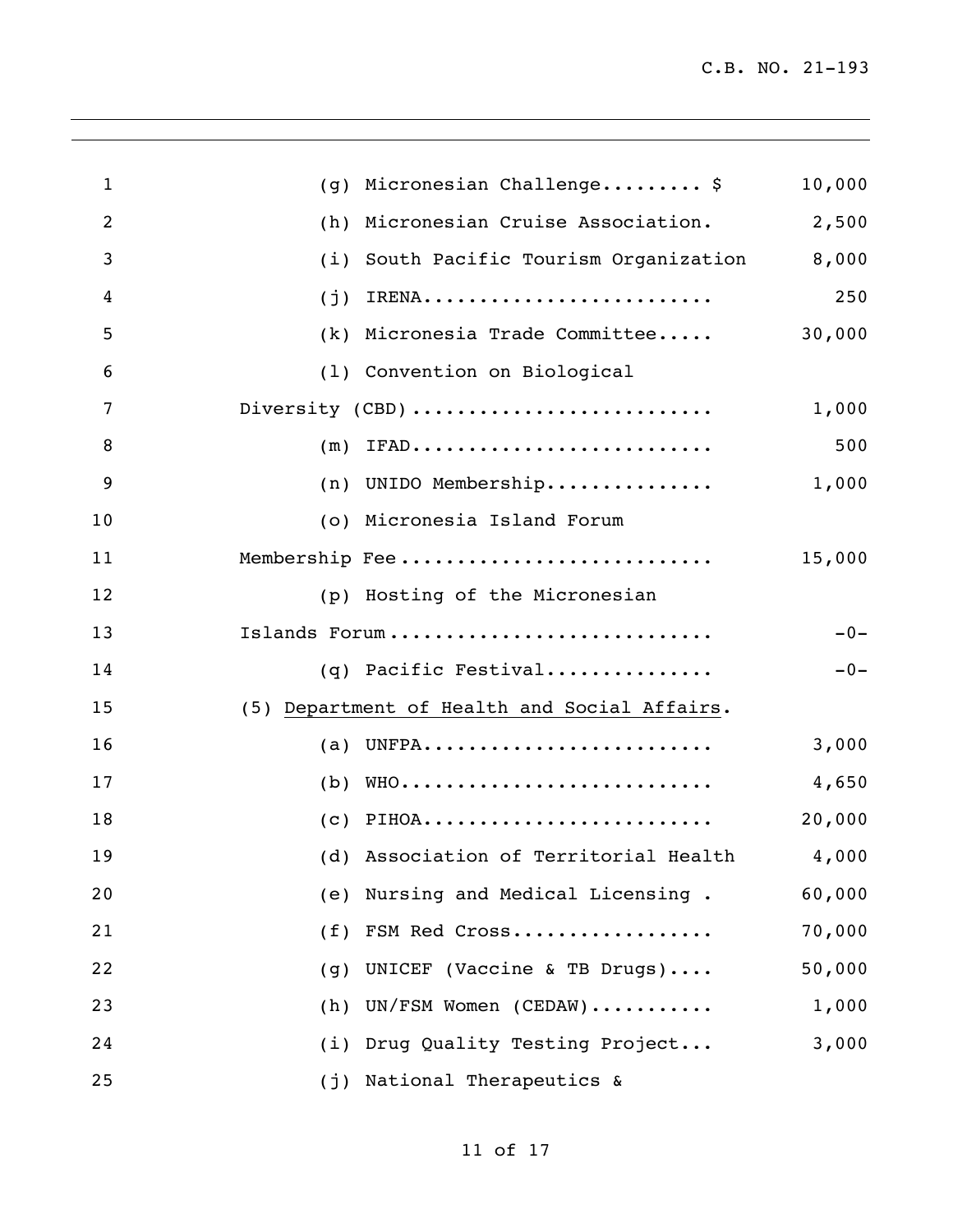(g) Micronesian Challenge......... $ 10,000

(h) Micronesian Cruise Association. 2,500

(i) South Pacific Tourism Organization 8,000

(j) IRENA......................... 250

(k) Micronesia Trade Committee..... 30,000

(l) Convention on Biological Diversity (CBD).......................... 1,000

(m) IFAD.......................... 500

(n) UNIDO Membership............... 1,000

(o) Micronesia Island Forum Membership Fee........................... 15,000

(p) Hosting of the Micronesian Islands Forum............................ -0-

(q) Pacific Festival.............. -0-

(5) Department of Health and Social Affairs.

(a) UNFPA......................... 3,000

(b) WHO........................... 4,650

(c) PIHOA......................... 20,000

(d) Association of Territorial Health 4,000

(e) Nursing and Medical Licensing . 60,000

(f) FSM Red Cross.................. 70,000

(g) UNICEF (Vaccine & TB Drugs).... 50,000

(h) UN/FSM Women (CEDAW)........... 1,000

(i) Drug Quality Testing Project... 3,000

(j) National Therapeutics &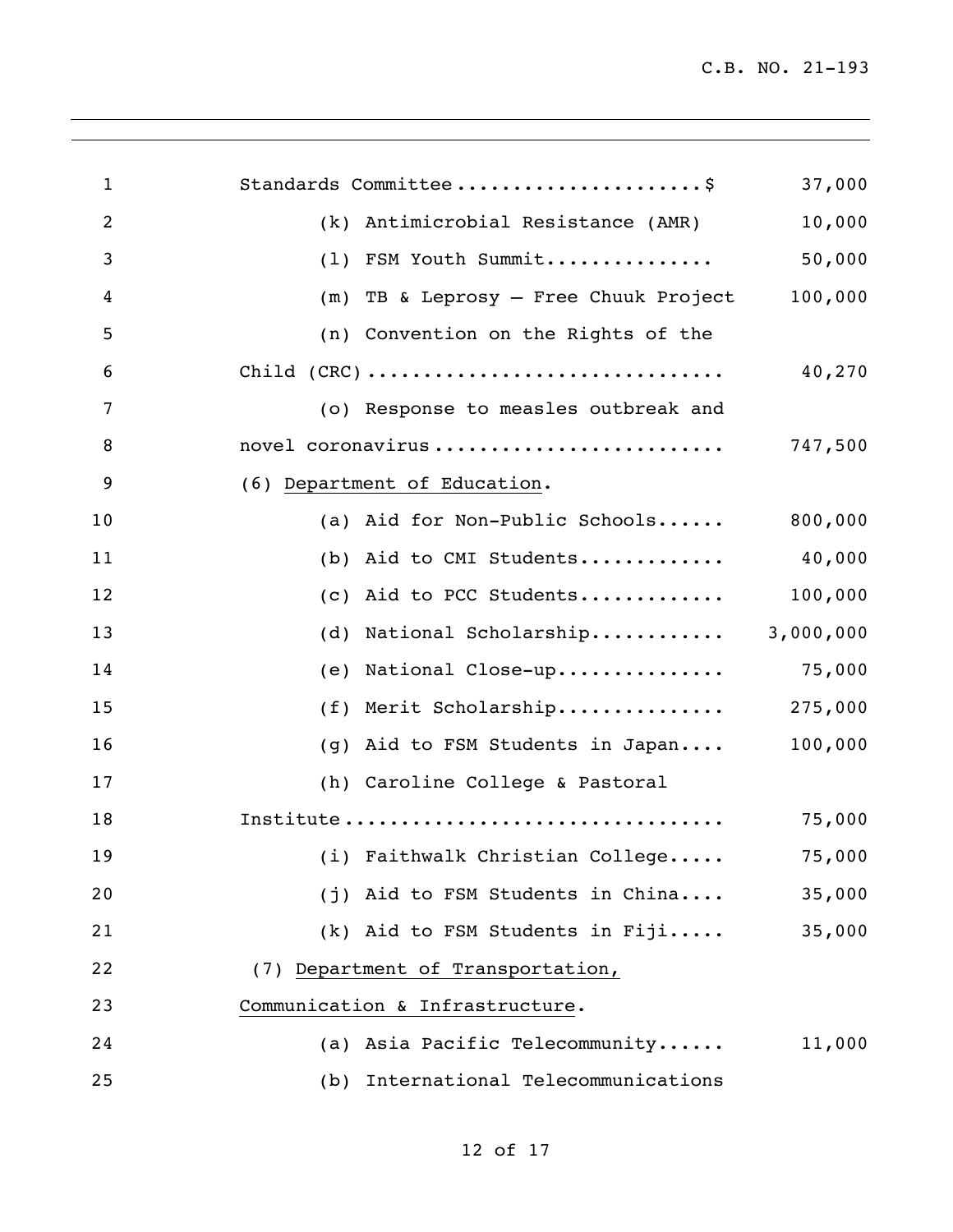Standards Committee......................$ 37,000

(k) Antimicrobial Resistance (AMR) 10,000

(l) FSM Youth Summit............... 50,000

(m) TB & Leprosy – Free Chuuk Project 100,000

(n) Convention on the Rights of the Child (CRC)............................... 40,270

(o) Response to measles outbreak and novel coronavirus......................... 747,500

(6) Department of Education.

(a) Aid for Non-Public Schools...... 800,000

(b) Aid to CMI Students............. 40,000

(c) Aid to PCC Students............. 100,000

(d) National Scholarship............ 3,000,000

(e) National Close-up............... 75,000

(f) Merit Scholarship............... 275,000

(g) Aid to FSM Students in Japan.... 100,000

(h) Caroline College & Pastoral Institute................................ 75,000

(i) Faithwalk Christian College..... 75,000

(j) Aid to FSM Students in China.... 35,000

(k) Aid to FSM Students in Fiji..... 35,000

(7) Department of Transportation, Communication & Infrastructure.

(a) Asia Pacific Telecommunity...... 11,000

(b) International Telecommunications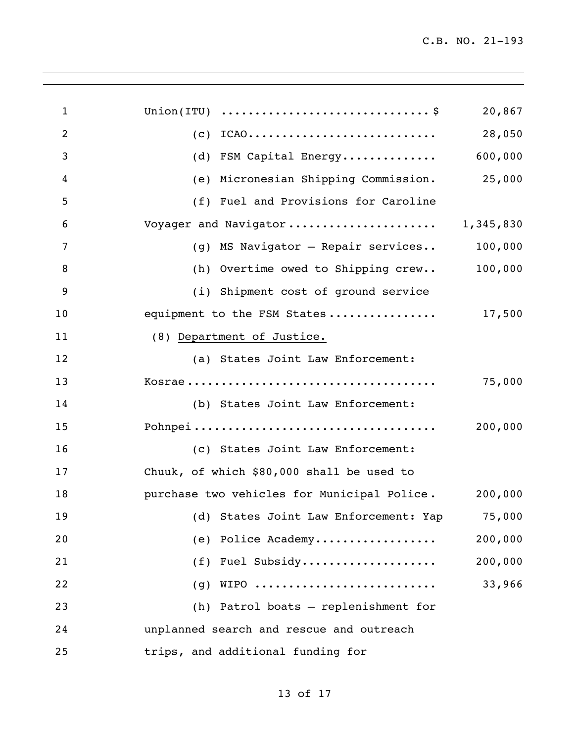Union(ITU) .............................. $ 20,867

(c) ICAO........................... 28,050

(d) FSM Capital Energy............. 600,000

(e) Micronesian Shipping Commission. 25,000

(f) Fuel and Provisions for Caroline Voyager and Navigator..................... 1,345,830

(g) MS Navigator – Repair services.. 100,000

(h) Overtime owed to Shipping crew.. 100,000

(i) Shipment cost of ground service equipment to the FSM States................ 17,500

(8) Department of Justice.

(a) States Joint Law Enforcement: Kosrae..................................... 75,000

(b) States Joint Law Enforcement: Pohnpei.................................... 200,000

(c) States Joint Law Enforcement: Chuuk, of which $80,000 shall be used to purchase two vehicles for Municipal Police. 200,000

(d) States Joint Law Enforcement: Yap 75,000

(e) Police Academy.................. 200,000

(f) Fuel Subsidy.................... 200,000

(g) WIPO .......................... 33,966

(h) Patrol boats – replenishment for unplanned search and rescue and outreach trips, and additional funding for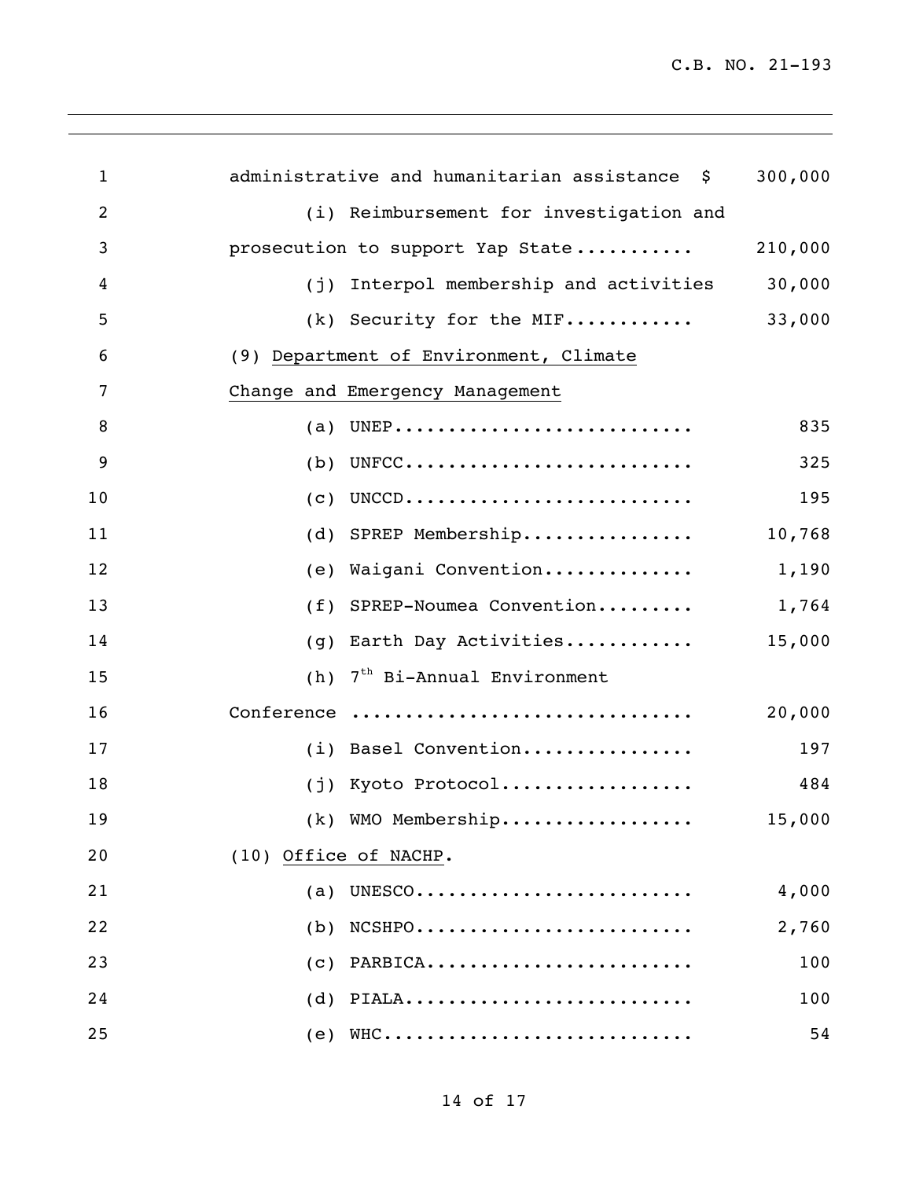administrative and humanitarian assistance $ 300,000

(i) Reimbursement for investigation and prosecution to support Yap State........... 210,000

(j) Interpol membership and activities 30,000

(k) Security for the MIF............ 33,000

(9) Department of Environment, Climate Change and Emergency Management

(a) UNEP............................ 835

(b) UNFCC........................... 325

(c) UNCCD........................... 195

(d) SPREP Membership................ 10,768

(e) Waigani Convention.............. 1,190

(f) SPREP-Noumea Convention......... 1,764

(g) Earth Day Activities............ 15,000

(h) 7th Bi-Annual Environment Conference ............................... 20,000

(i) Basel Convention................ 197

(j) Kyoto Protocol.................. 484

(k) WMO Membership.................. 15,000

(10) Office of NACHP.

(a) UNESCO.......................... 4,000

(b) NCSHPO.......................... 2,760

(c) PARBICA......................... 100

(d) PIALA........................... 100

(e) WHC............................. 54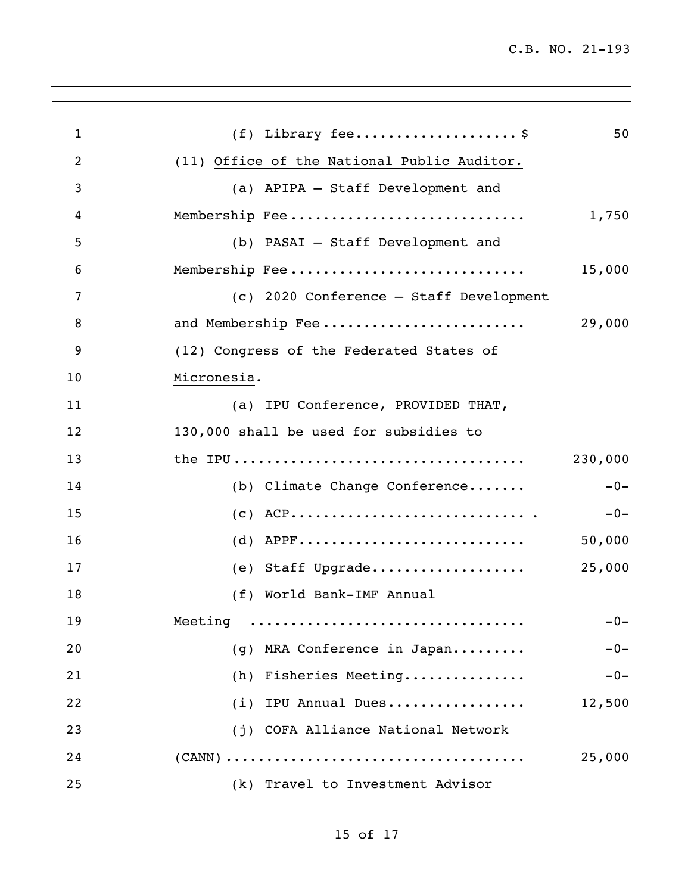(f) Library fee....................$ 50

(11) <u>Office of the National Public Auditor.</u>

(a) APIPA – Staff Development and Membership Fee............................ 1,750

(b) PASAI – Staff Development and Membership Fee............................ 15,000

(c) 2020 Conference – Staff Development and Membership Fee........................ 29,000

(12) <u>Congress of the Federated States of Micronesia</u>.

(a) IPU Conference, PROVIDED THAT, 130,000 shall be used for subsidies to the IPU.................................. 230,000

(b) Climate Change Conference....... -0-

(c) ACP............................. . -0-

(d) APPF........................... 50,000

(e) Staff Upgrade................... 25,000

(f) World Bank-IMF Annual Meeting ................................ -0-

(g) MRA Conference in Japan......... -0-

(h) Fisheries Meeting............... -0-

(i) IPU Annual Dues................. 12,500

(j) COFA Alliance National Network (CANN).................................... 25,000

(k) Travel to Investment Advisor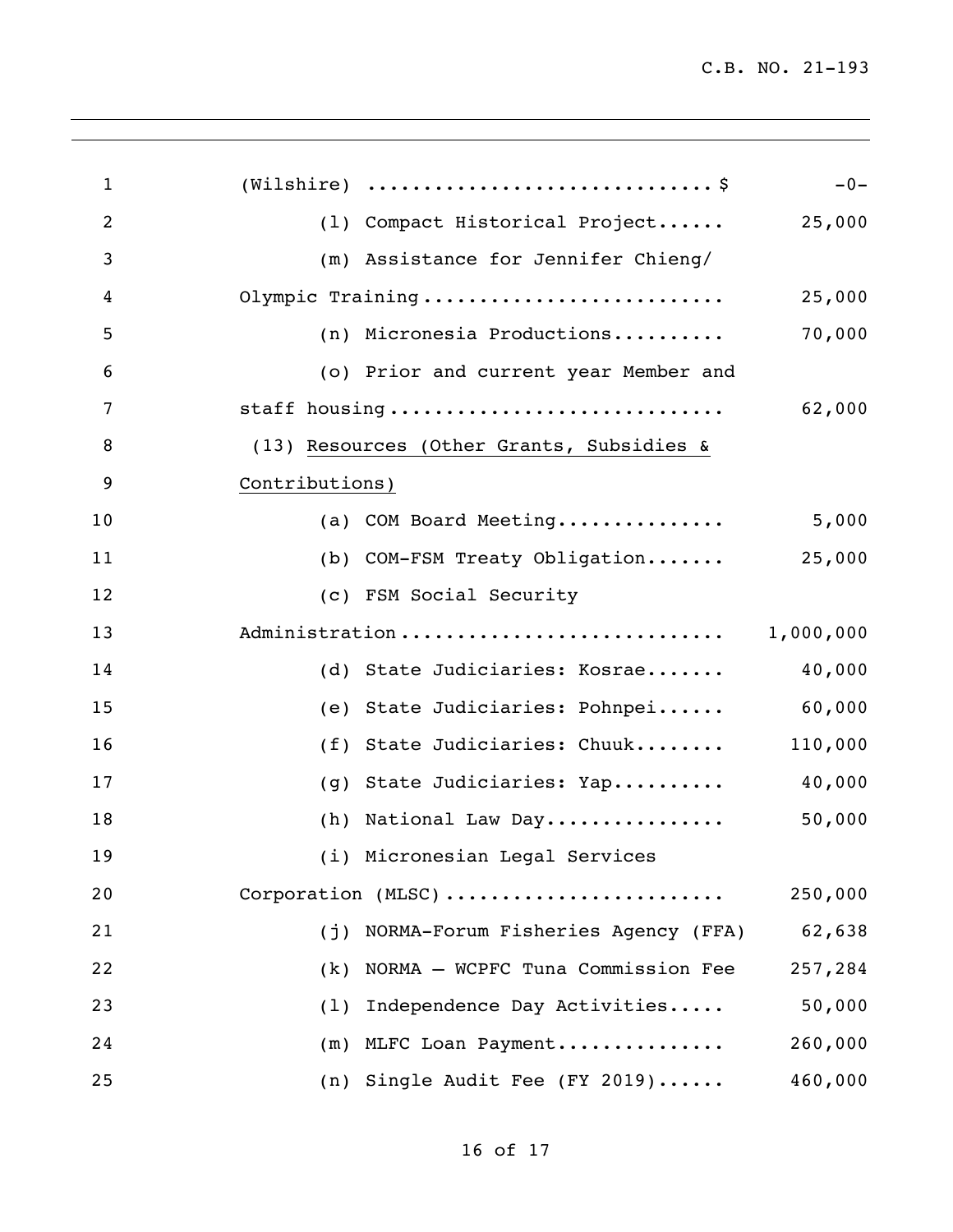(Wilshire) ............................. $ -0-

(l) Compact Historical Project...... 25,000

(m) Assistance for Jennifer Chieng/ Olympic Training .......................... 25,000

(n) Micronesia Productions.......... 70,000

(o) Prior and current year Member and staff housing ............................ 62,000

(13) <u>Resources (Other Grants, Subsidies & Contributions)</u>

(a) COM Board Meeting............... 5,000

(b) COM-FSM Treaty Obligation....... 25,000

(c) FSM Social Security Administration ............................ 1,000,000

(d) State Judiciaries: Kosrae....... 40,000

(e) State Judiciaries: Pohnpei...... 60,000

(f) State Judiciaries: Chuuk........ 110,000

(g) State Judiciaries: Yap.......... 40,000

(h) National Law Day................ 50,000

(i) Micronesian Legal Services Corporation (MLSC) ........................ 250,000

(j) NORMA-Forum Fisheries Agency (FFA) 62,638

(k) NORMA – WCPFC Tuna Commission Fee 257,284

(l) Independence Day Activities..... 50,000

(m) MLFC Loan Payment............... 260,000

(n) Single Audit Fee (FY 2019)...... 460,000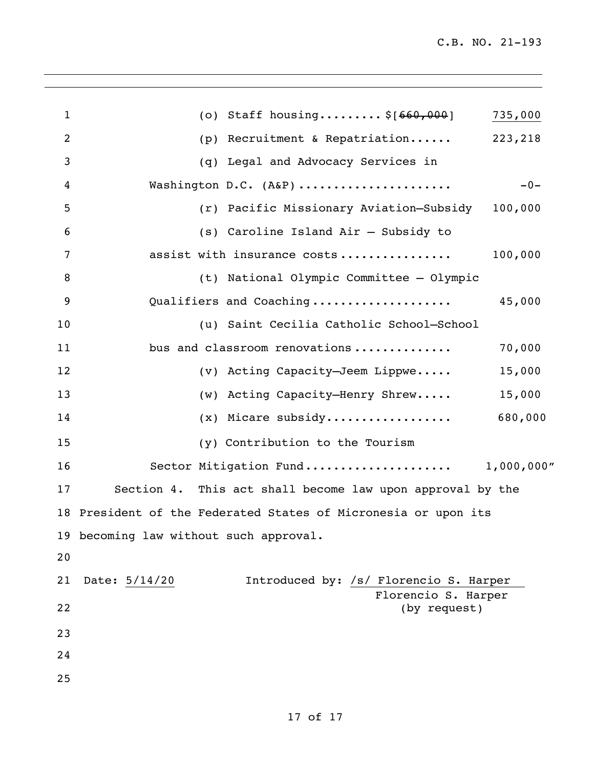(o) Staff housing.........$[~~660,000~~] <u>735,000</u>

(p) Recruitment & Repatriation...... 223,218

(q) Legal and Advocacy Services in Washington D.C. (A&P)...................... -0-

(r) Pacific Missionary Aviation—Subsidy 100,000

(s) Caroline Island Air – Subsidy to assist with insurance costs................ 100,000

(t) National Olympic Committee – Olympic Qualifiers and Coaching.................... 45,000

(u) Saint Cecilia Catholic School—School bus and classroom renovations.............. 70,000

(v) Acting Capacity—Jeem Lippwe..... 15,000

(w) Acting Capacity—Henry Shrew..... 15,000

(x) Micare subsidy.................. 680,000

(y) Contribution to the Tourism Sector Mitigation Fund..................... 1,000,000"

Section 4. This act shall become law upon approval by the President of the Federated States of Micronesia or upon its becoming law without such approval.

Date: <u>5/14/20</u>

Introduced by: <u>/s/ Florencio S. Harper</u>
Florencio S. Harper
(by request)